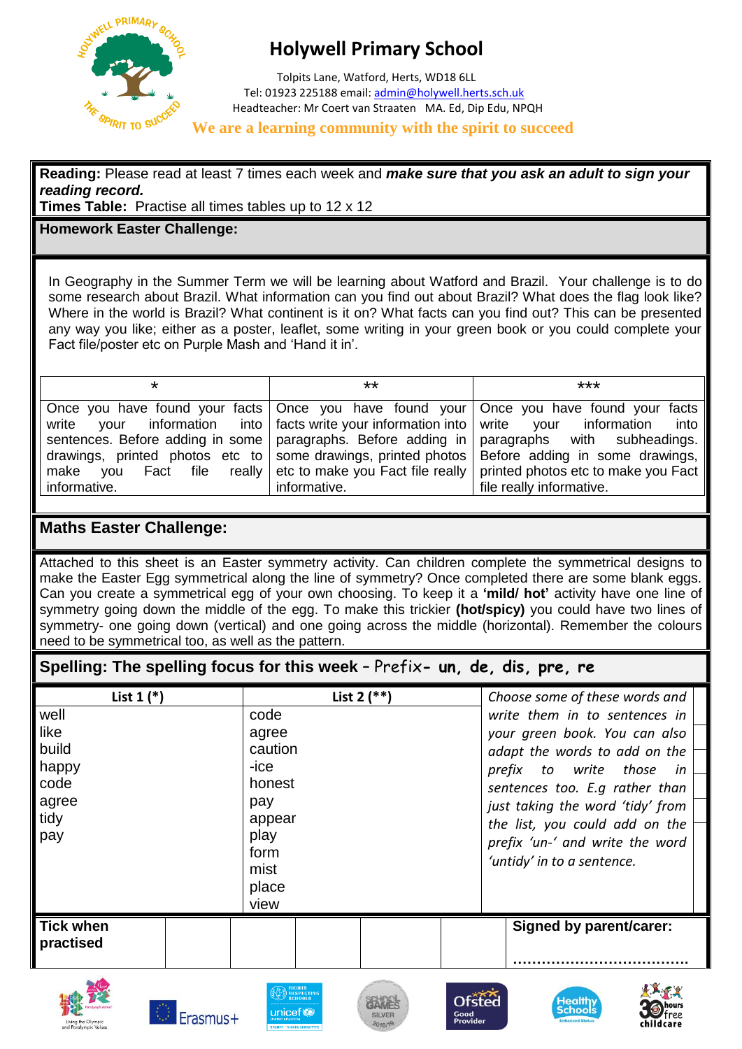# Holywell Primary School

Tolpits Lane, Watford, Herts, WD18 6LL
Tel: 01923 225188 email: admin@holywell.herts.sch.uk
Headteacher: Mr Coert van Straaten MA. Ed, Dip Edu, NPQH

**We are a learning community with the spirit to succeed**

**Reading:** Please read at least 7 times each week and ***make sure that you ask an adult to sign your reading record.***
**Times Table:** Practise all times tables up to 12 x 12

## Homework Easter Challenge:

In Geography in the Summer Term we will be learning about Watford and Brazil. Your challenge is to do some research about Brazil. What information can you find out about Brazil? What does the flag look like? Where in the world is Brazil? What continent is it on? What facts can you find out? This can be presented any way you like; either as a poster, leaflet, some writing in your green book or you could complete your Fact file/poster etc on Purple Mash and 'Hand it in'.

| * | ** | *** |
|---|---|---|
| Once you have found your facts write your information into sentences. Before adding in some drawings, printed photos etc to make you Fact file really informative. | Once you have found your facts write your information into paragraphs. Before adding in some drawings, printed photos etc to make you Fact file really informative. | Once you have found your facts write your information into paragraphs with subheadings. Before adding in some drawings, printed photos etc to make you Fact file really informative. |

## Maths Easter Challenge:

Attached to this sheet is an Easter symmetry activity. Can children complete the symmetrical designs to make the Easter Egg symmetrical along the line of symmetry? Once completed there are some blank eggs. Can you create a symmetrical egg of your own choosing. To keep it a **'mild/ hot'** activity have one line of symmetry going down the middle of the egg. To make this trickier **(hot/spicy)** you could have two lines of symmetry- one going down (vertical) and one going across the middle (horizontal). Remember the colours need to be symmetrical too, as well as the pattern.

## Spelling: The spelling focus for this week – Prefix- un, de, dis, pre, re

| List 1 (*) | List 2 (**) | |
|---|---|---|
| well<br>like<br>build<br>happy<br>code<br>agree<br>tidy<br>pay | code<br>agree<br>caution<br>-ice<br>honest<br>pay<br>appear<br>play<br>form<br>mist<br>place<br>view | *Choose some of these words and write them in to sentences in your green book. You can also adapt the words to add on the prefix to write those in sentences too. E.g rather than just taking the word 'tidy' from the list, you could add on the prefix 'un-' and write the word 'untidy' in to a sentence.* |

| **Tick when practised** | | | | | | **Signed by parent/carer:** ..................................... |
|---|---|---|---|---|---|---|